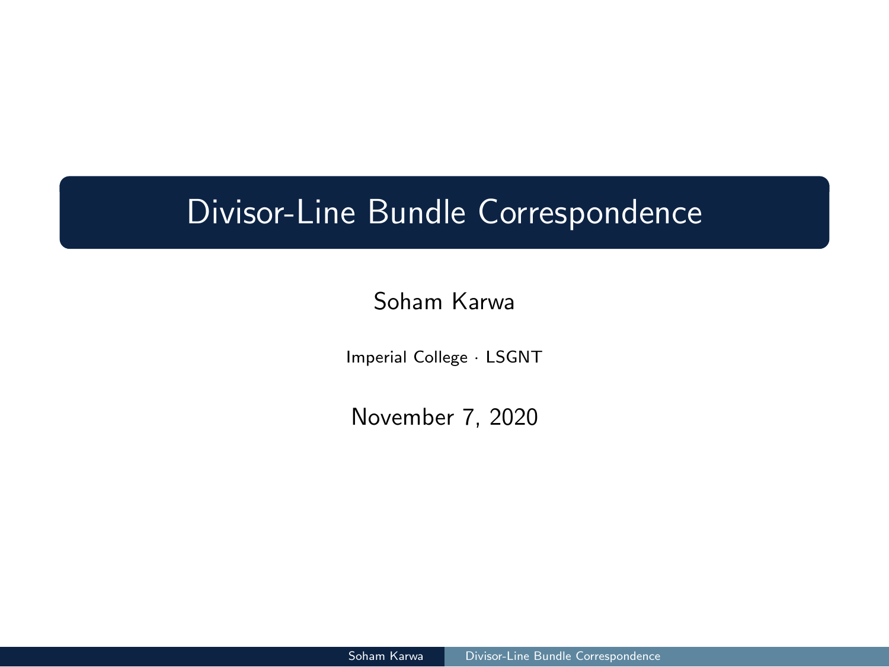# Divisor-Line Bundle Correspondence

Soham Karwa

Imperial College · LSGNT

November 7, 2020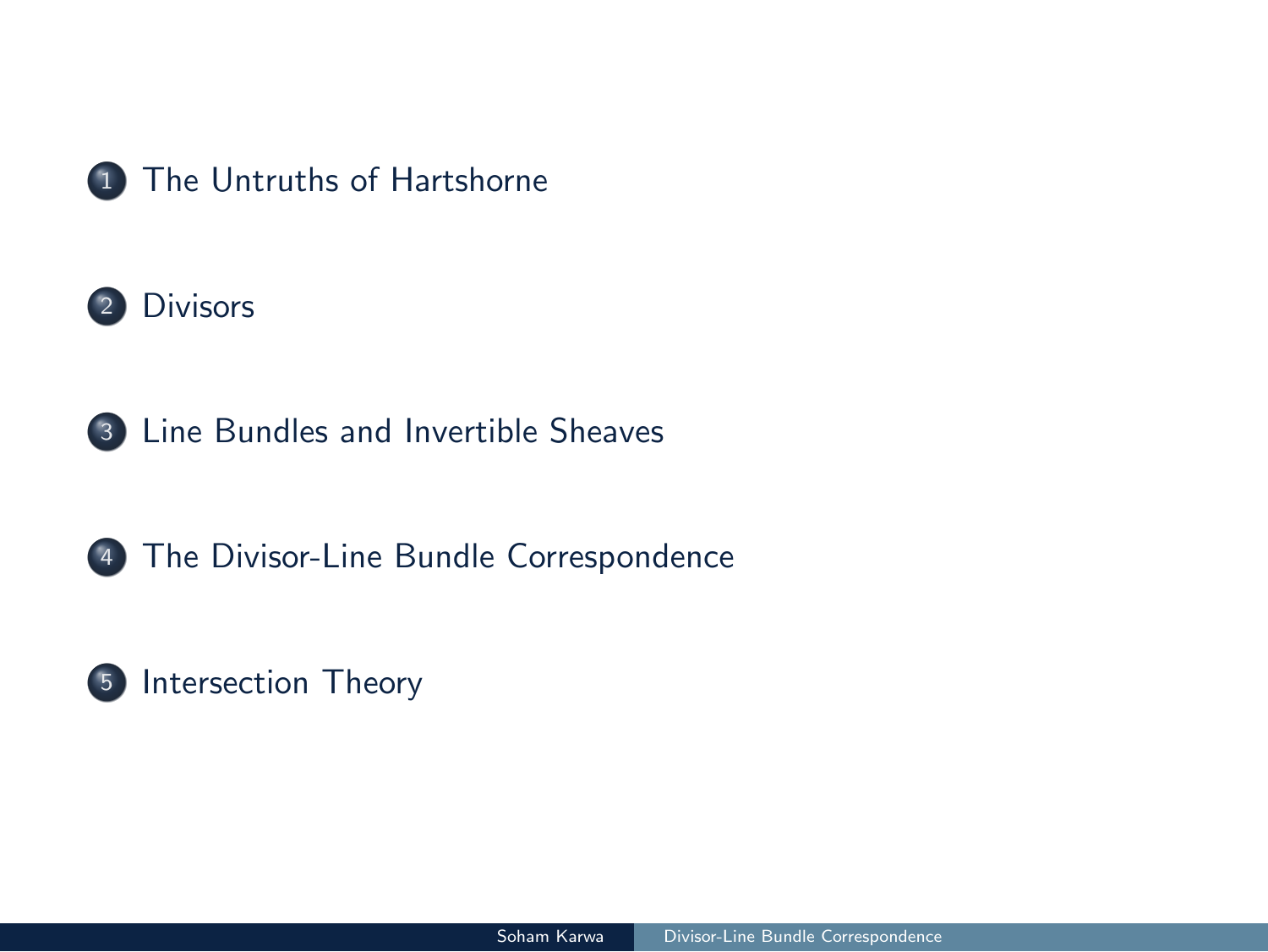1. The Untruths of Hartshorne
2. Divisors
3. Line Bundles and Invertible Sheaves
4. The Divisor-Line Bundle Correspondence
5. Intersection Theory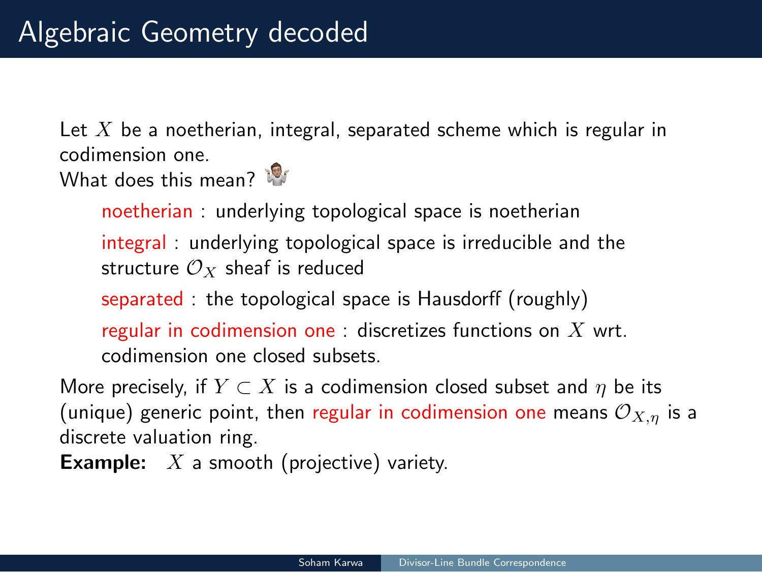# Algebraic Geometry decoded

Let $X$ be a noetherian, integral, separated scheme which is regular in codimension one.

What does this mean?

- noetherian : underlying topological space is noetherian
- integral : underlying topological space is irreducible and the structure $\mathcal{O}_X$ sheaf is reduced
- separated : the topological space is Hausdorff (roughly)
- regular in codimension one : discretizes functions on $X$ wrt. codimension one closed subsets.

More precisely, if $Y \subset X$ is a codimension closed subset and $\eta$ be its (unique) generic point, then regular in codimension one means $\mathcal{O}_{X,\eta}$ is a discrete valuation ring.

**Example:** $X$ a smooth (projective) variety.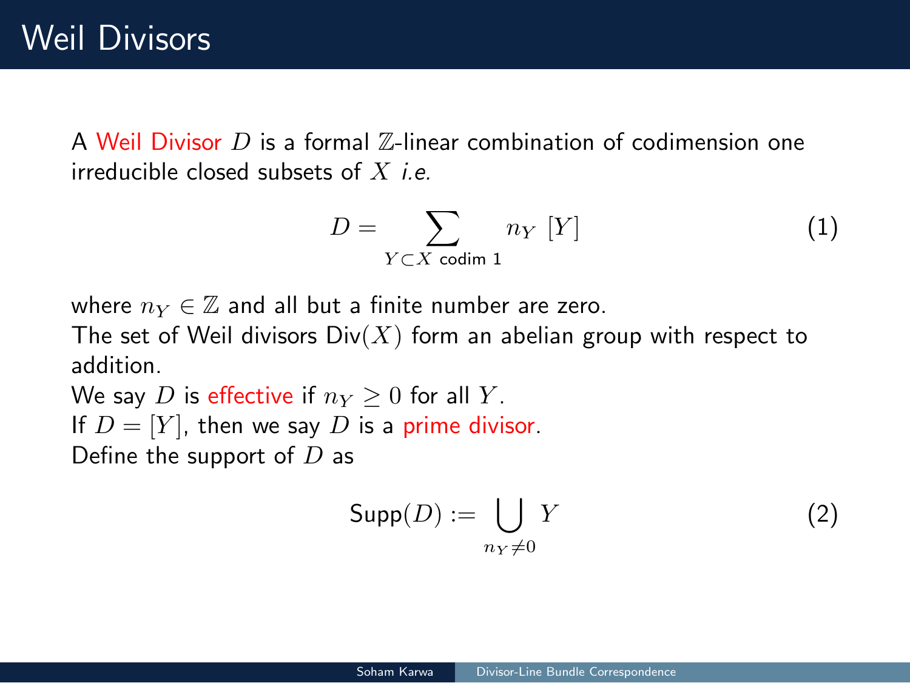# Weil Divisors

A Weil Divisor $D$ is a formal $\mathbb{Z}$-linear combination of codimension one irreducible closed subsets of $X$ *i.e.*

$$D = \sum_{Y \subset X \text{ codim } 1} n_Y \; [Y] \tag{1}$$

where $n_Y \in \mathbb{Z}$ and all but a finite number are zero.
The set of Weil divisors $\mathrm{Div}(X)$ form an abelian group with respect to addition.
We say $D$ is effective if $n_Y \geq 0$ for all $Y$.
If $D = [Y]$, then we say $D$ is a prime divisor.
Define the support of $D$ as

$$\mathrm{Supp}(D) := \bigcup_{n_Y \neq 0} Y \tag{2}$$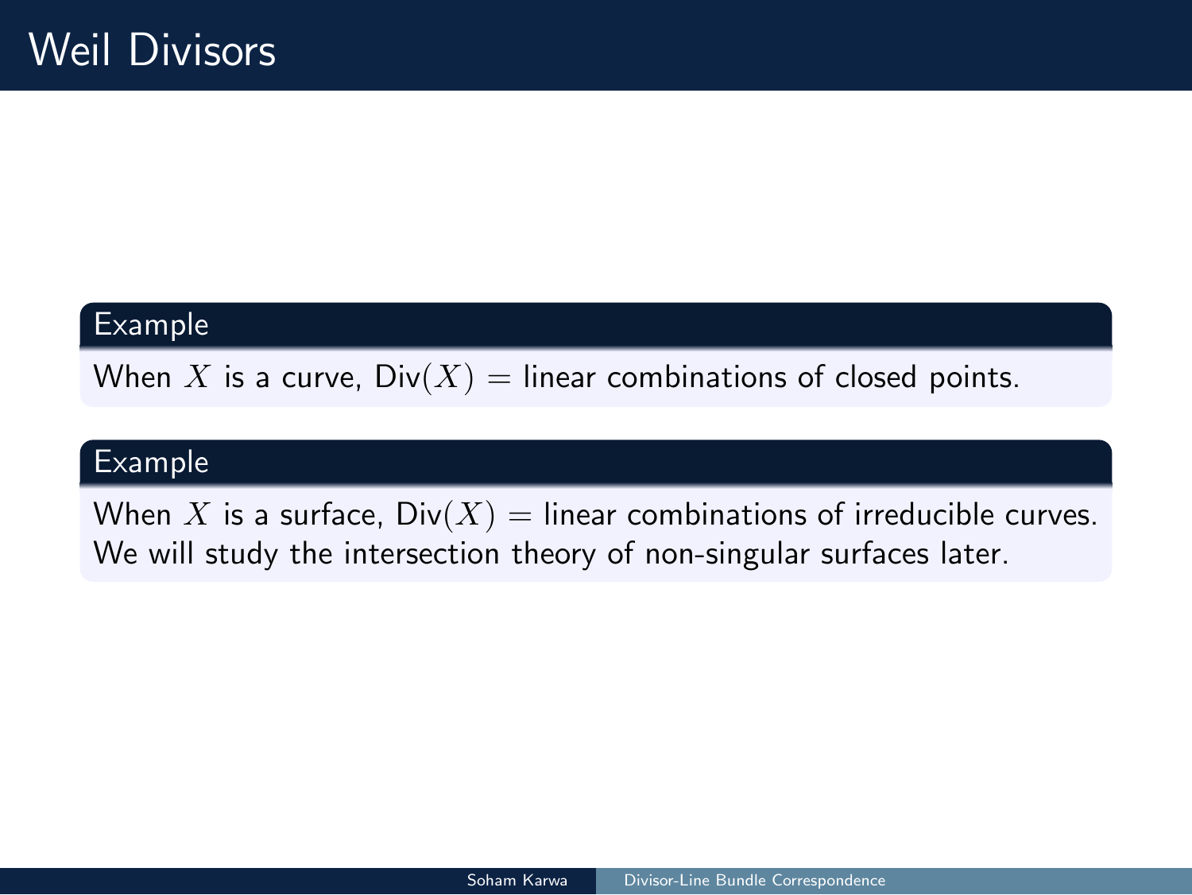# Weil Divisors

**Example**

When $X$ is a curve, $\text{Div}(X) =$ linear combinations of closed points.

**Example**

When $X$ is a surface, $\text{Div}(X) =$ linear combinations of irreducible curves.
We will study the intersection theory of non-singular surfaces later.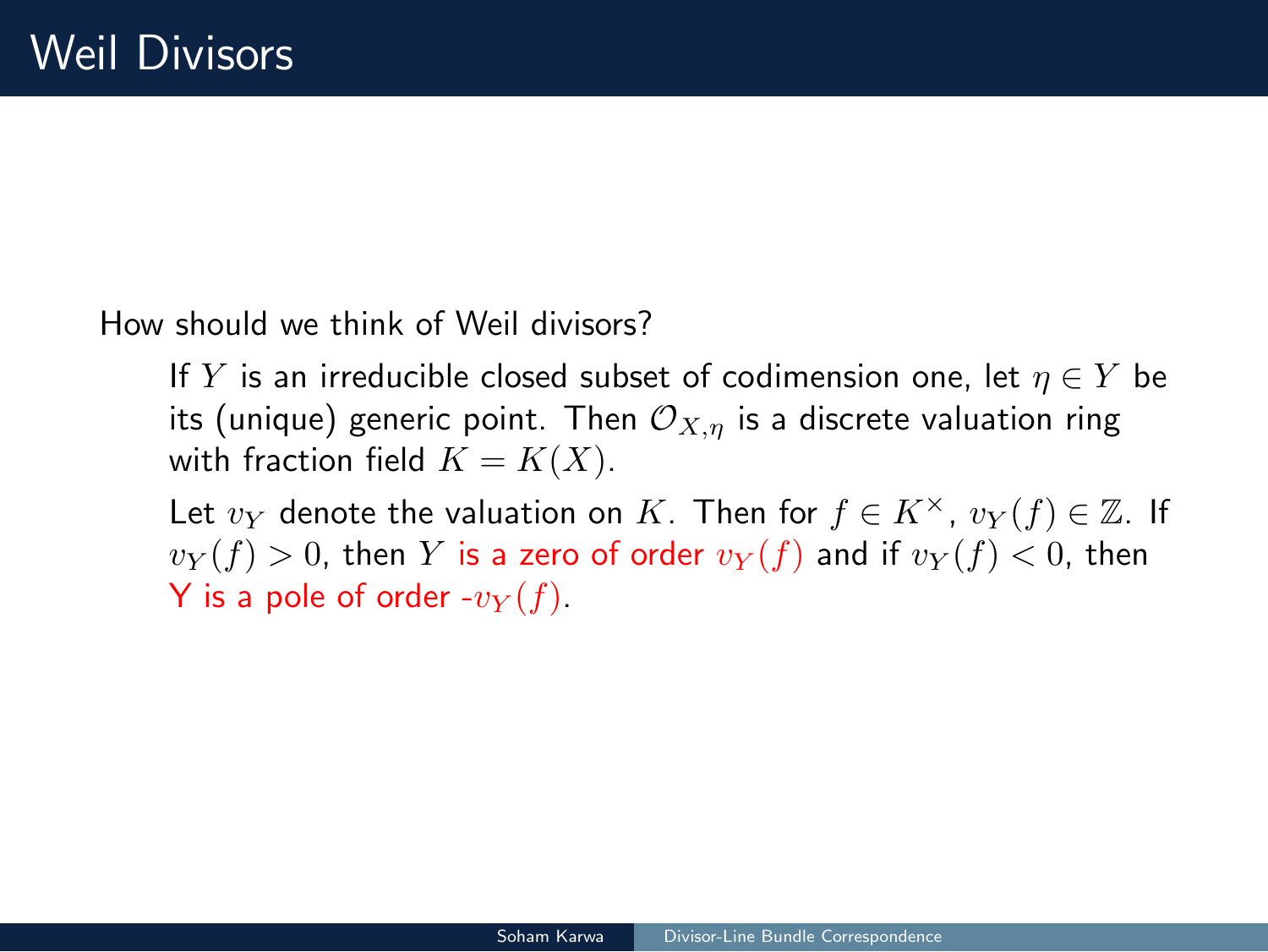# Weil Divisors

How should we think of Weil divisors?

> If $Y$ is an irreducible closed subset of codimension one, let $\eta \in Y$ be its (unique) generic point. Then $\mathcal{O}_{X,\eta}$ is a discrete valuation ring with fraction field $K = K(X)$.
>
> Let $v_Y$ denote the valuation on $K$. Then for $f \in K^\times$, $v_Y(f) \in \mathbb{Z}$. If $v_Y(f) > 0$, then $Y$ is a zero of order $v_Y(f)$ and if $v_Y(f) < 0$, then Y is a pole of order -$v_Y(f)$.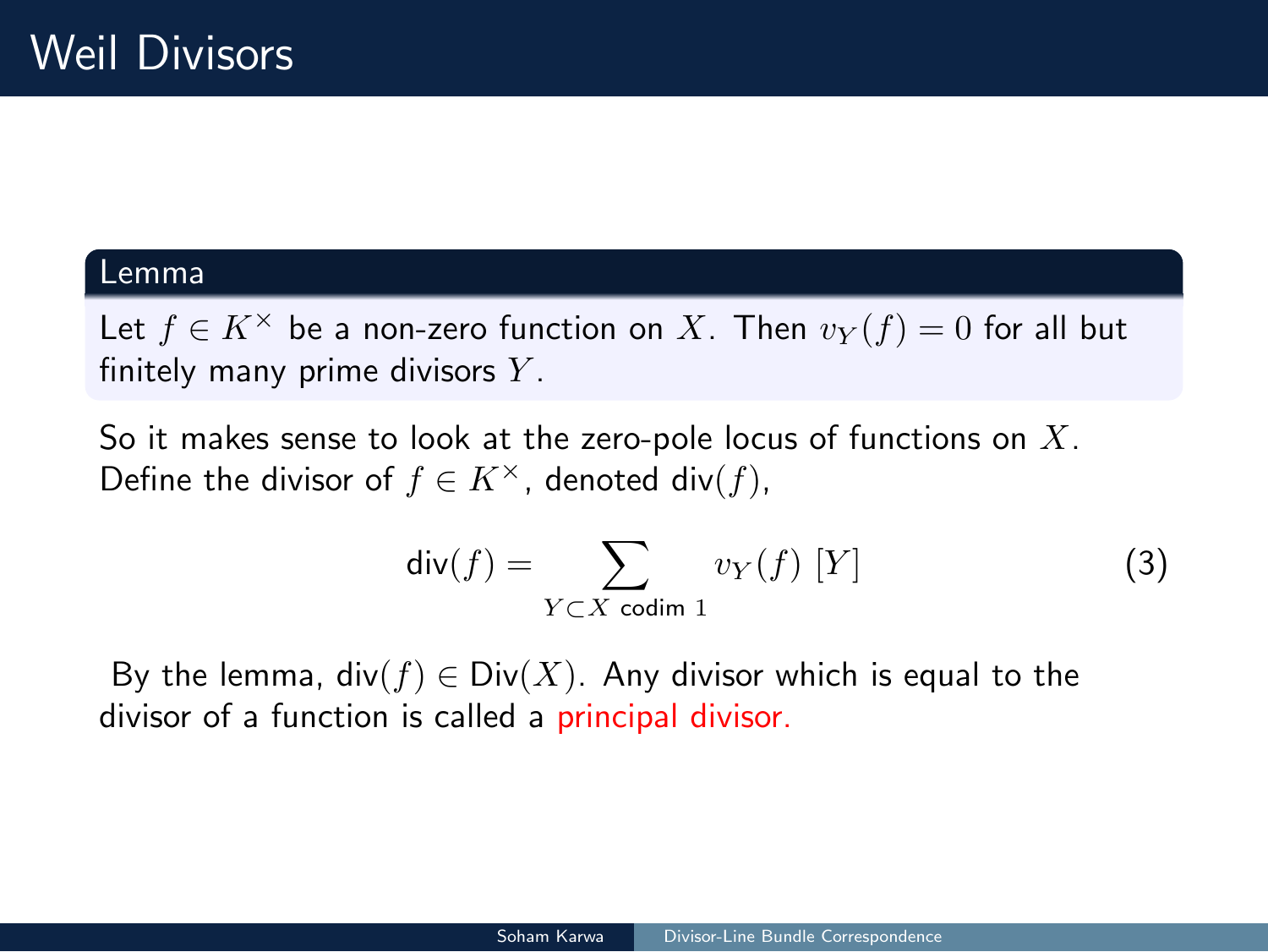# Weil Divisors

**Lemma**

Let $f \in K^\times$ be a non-zero function on $X$. Then $v_Y(f) = 0$ for all but finitely many prime divisors $Y$.

So it makes sense to look at the zero-pole locus of functions on $X$. Define the divisor of $f \in K^\times$, denoted $\text{div}(f)$,

$$\text{div}(f) = \sum_{Y \subset X \text{ codim } 1} v_Y(f)\ [Y] \tag{3}$$

By the lemma, $\text{div}(f) \in \text{Div}(X)$. Any divisor which is equal to the divisor of a function is called a principal divisor.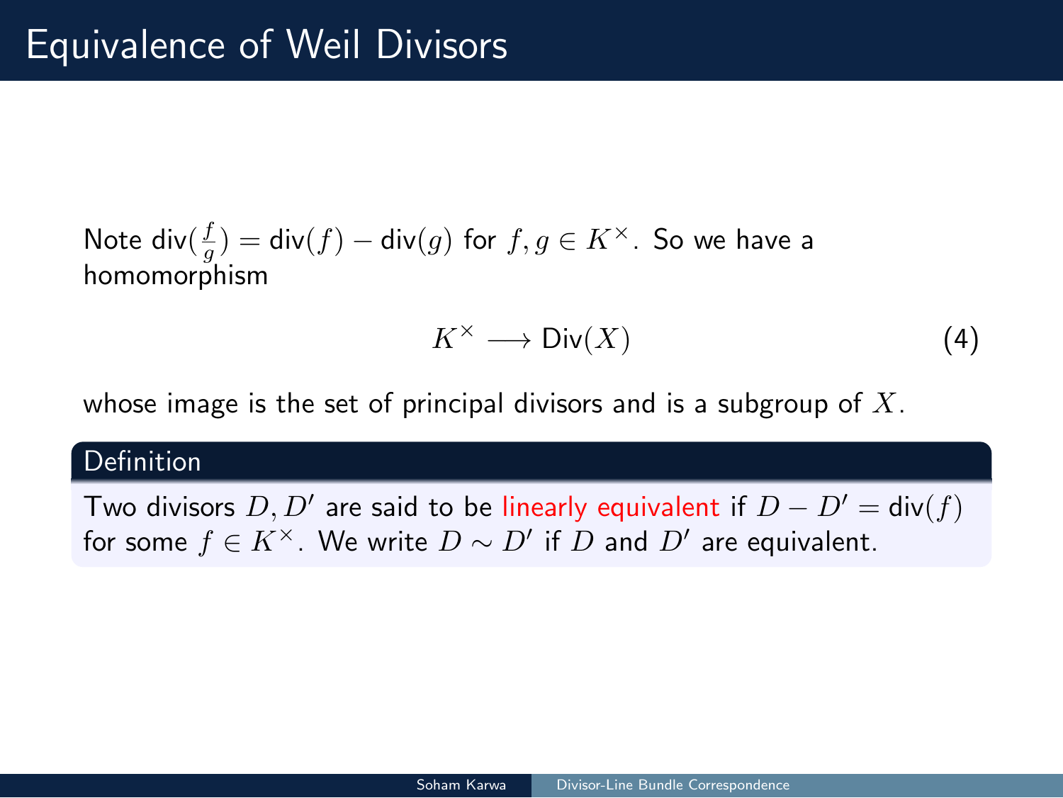# Equivalence of Weil Divisors

Note $\text{div}(\frac{f}{g}) = \text{div}(f) - \text{div}(g)$ for $f, g \in K^\times$. So we have a homomorphism

$$K^\times \longrightarrow \text{Div}(X) \tag{4}$$

whose image is the set of principal divisors and is a subgroup of $X$.

**Definition**

Two divisors $D, D'$ are said to be linearly equivalent if $D - D' = \text{div}(f)$ for some $f \in K^\times$. We write $D \sim D'$ if $D$ and $D'$ are equivalent.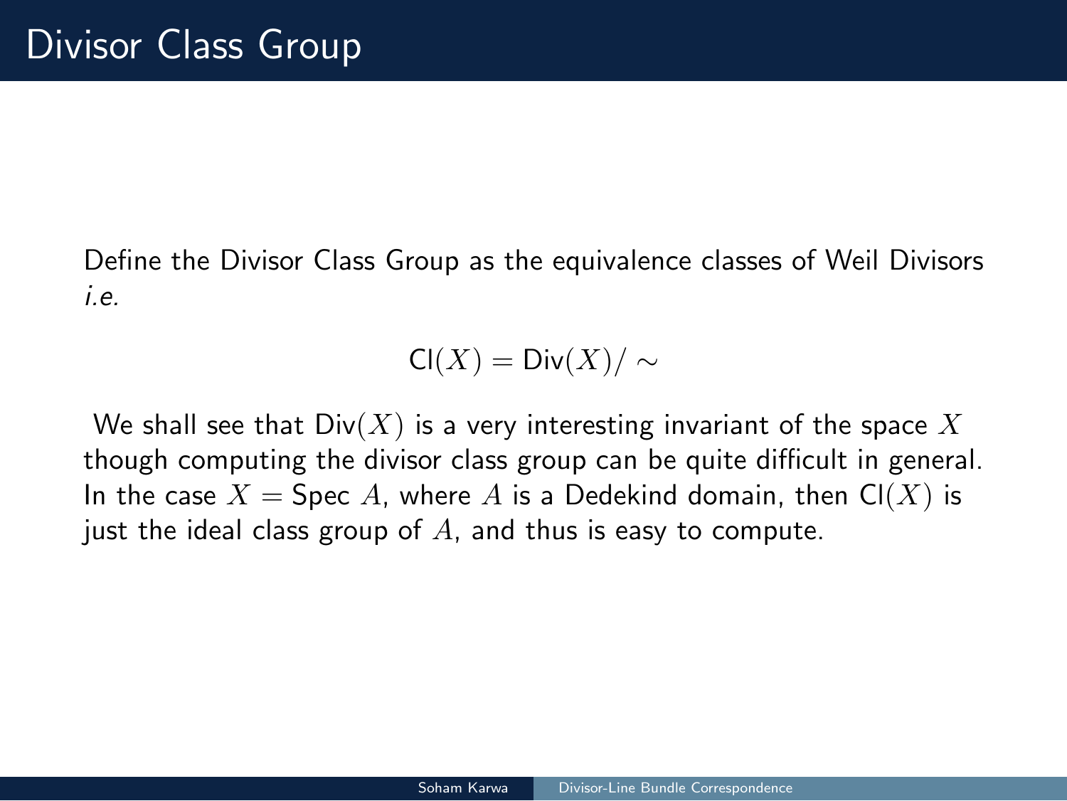# Divisor Class Group

Define the Divisor Class Group as the equivalence classes of Weil Divisors *i.e.*

$$\mathrm{Cl}(X) = \mathrm{Div}(X)/\sim$$

We shall see that $\mathrm{Div}(X)$ is a very interesting invariant of the space $X$ though computing the divisor class group can be quite difficult in general. In the case $X = \mathrm{Spec}\ A$, where $A$ is a Dedekind domain, then $\mathrm{Cl}(X)$ is just the ideal class group of $A$, and thus is easy to compute.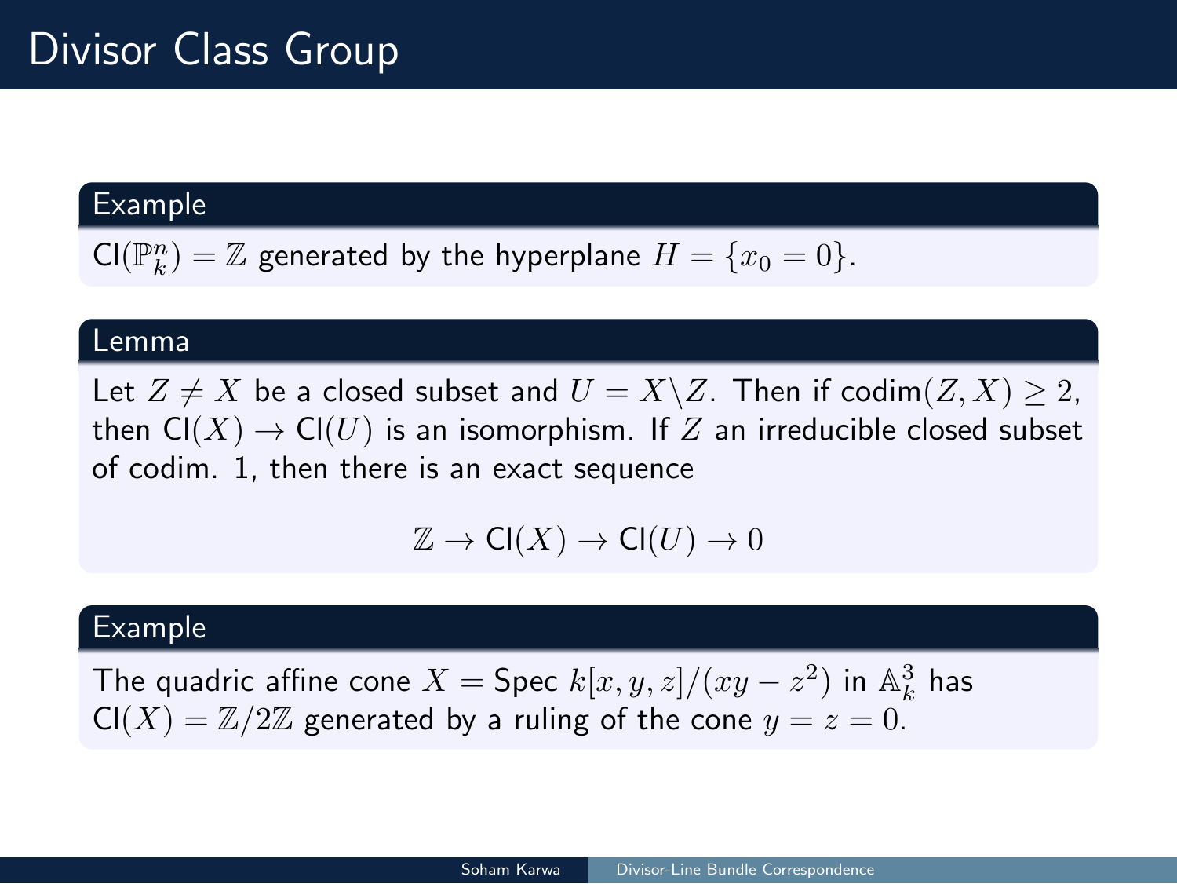# Divisor Class Group

**Example**

$\mathsf{Cl}(\mathbb{P}^n_k) = \mathbb{Z}$ generated by the hyperplane $H = \{x_0 = 0\}$.

**Lemma**

Let $Z \neq X$ be a closed subset and $U = X \backslash Z$. Then if $\text{codim}(Z, X) \geq 2$, then $\mathsf{Cl}(X) \to \mathsf{Cl}(U)$ is an isomorphism. If $Z$ an irreducible closed subset of codim. 1, then there is an exact sequence

$$\mathbb{Z} \to \mathsf{Cl}(X) \to \mathsf{Cl}(U) \to 0$$

**Example**

The quadric affine cone $X = \text{Spec } k[x, y, z]/(xy - z^2)$ in $\mathbb{A}^3_k$ has $\mathsf{Cl}(X) = \mathbb{Z}/2\mathbb{Z}$ generated by a ruling of the cone $y = z = 0$.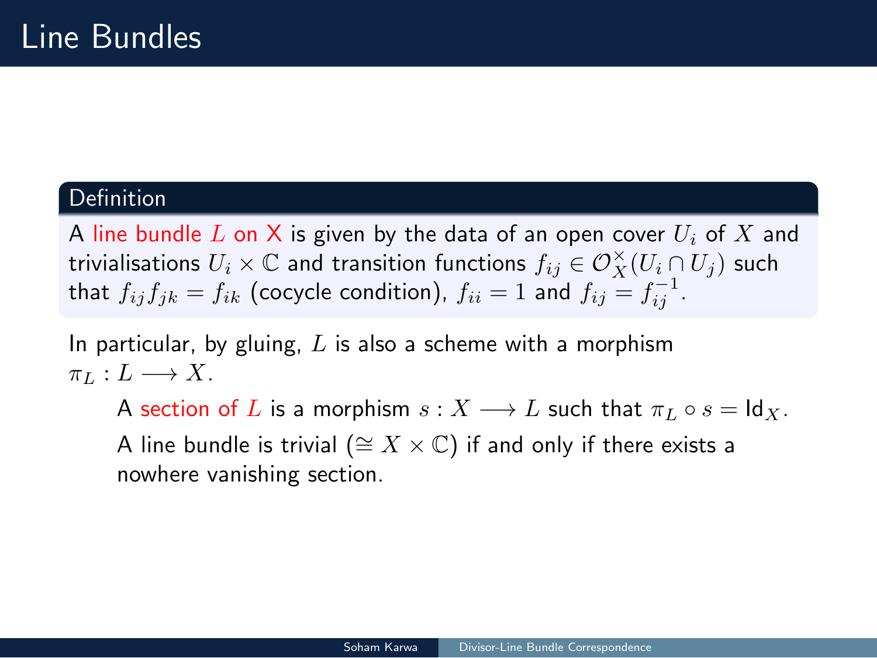# Line Bundles

**Definition**

A line bundle $L$ on X is given by the data of an open cover $U_i$ of $X$ and trivialisations $U_i \times \mathbb{C}$ and transition functions $f_{ij} \in \mathcal{O}_X^\times(U_i \cap U_j)$ such that $f_{ij}f_{jk} = f_{ik}$ (cocycle condition), $f_{ii} = 1$ and $f_{ij} = f_{ij}^{-1}$.

In particular, by gluing, $L$ is also a scheme with a morphism $\pi_L : L \longrightarrow X$.

- A section of $L$ is a morphism $s : X \longrightarrow L$ such that $\pi_L \circ s = \mathrm{Id}_X$.
- A line bundle is trivial ($\cong X \times \mathbb{C}$) if and only if there exists a nowhere vanishing section.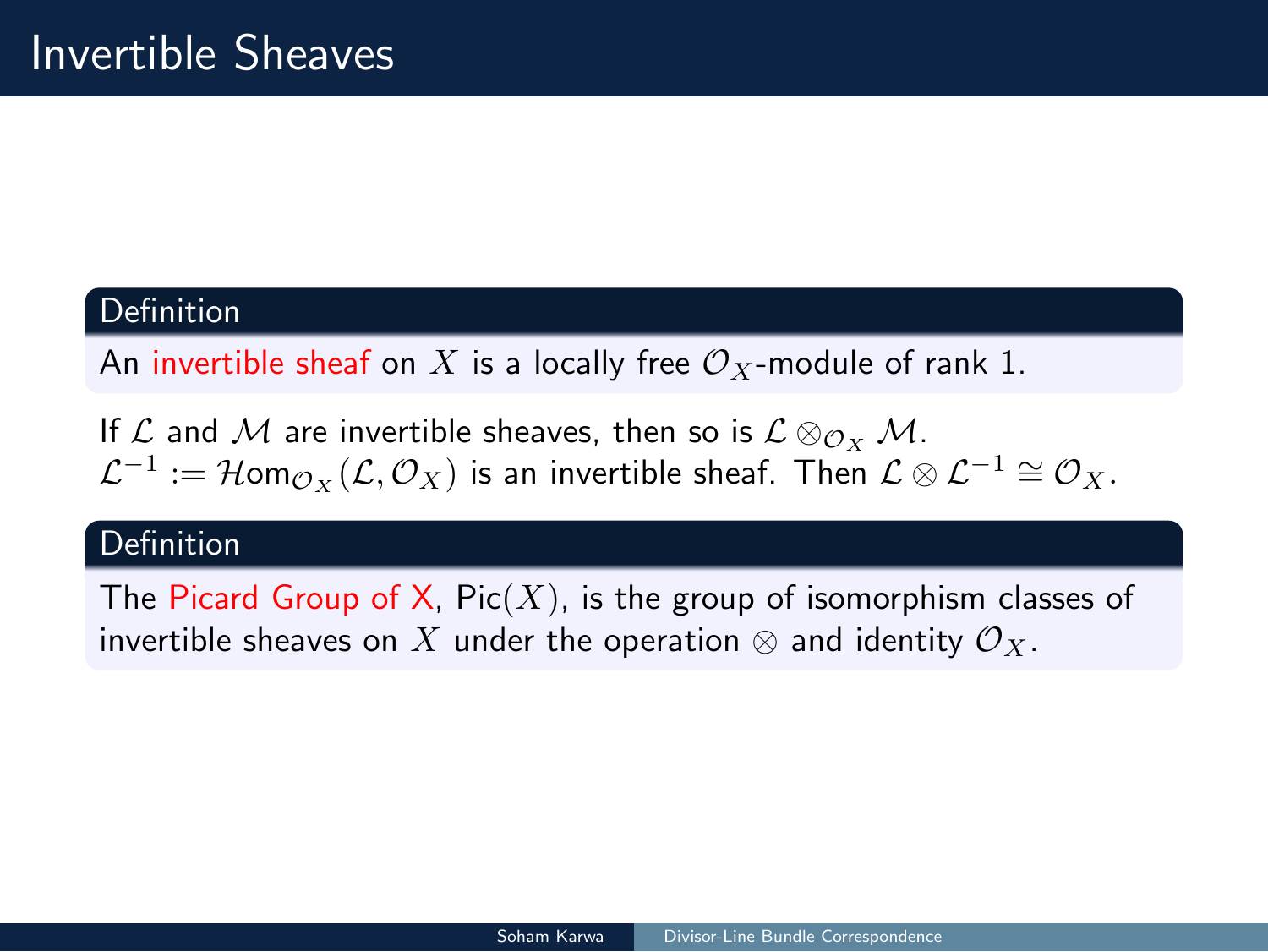# Invertible Sheaves

**Definition**

An *invertible sheaf* on $X$ is a locally free $\mathcal{O}_X$-module of rank 1.

If $\mathcal{L}$ and $\mathcal{M}$ are invertible sheaves, then so is $\mathcal{L} \otimes_{\mathcal{O}_X} \mathcal{M}$.
$\mathcal{L}^{-1} := \mathcal{H}om_{\mathcal{O}_X}(\mathcal{L}, \mathcal{O}_X)$ is an invertible sheaf. Then $\mathcal{L} \otimes \mathcal{L}^{-1} \cong \mathcal{O}_X$.

**Definition**

The *Picard Group of X*, $\text{Pic}(X)$, is the group of isomorphism classes of invertible sheaves on $X$ under the operation $\otimes$ and identity $\mathcal{O}_X$.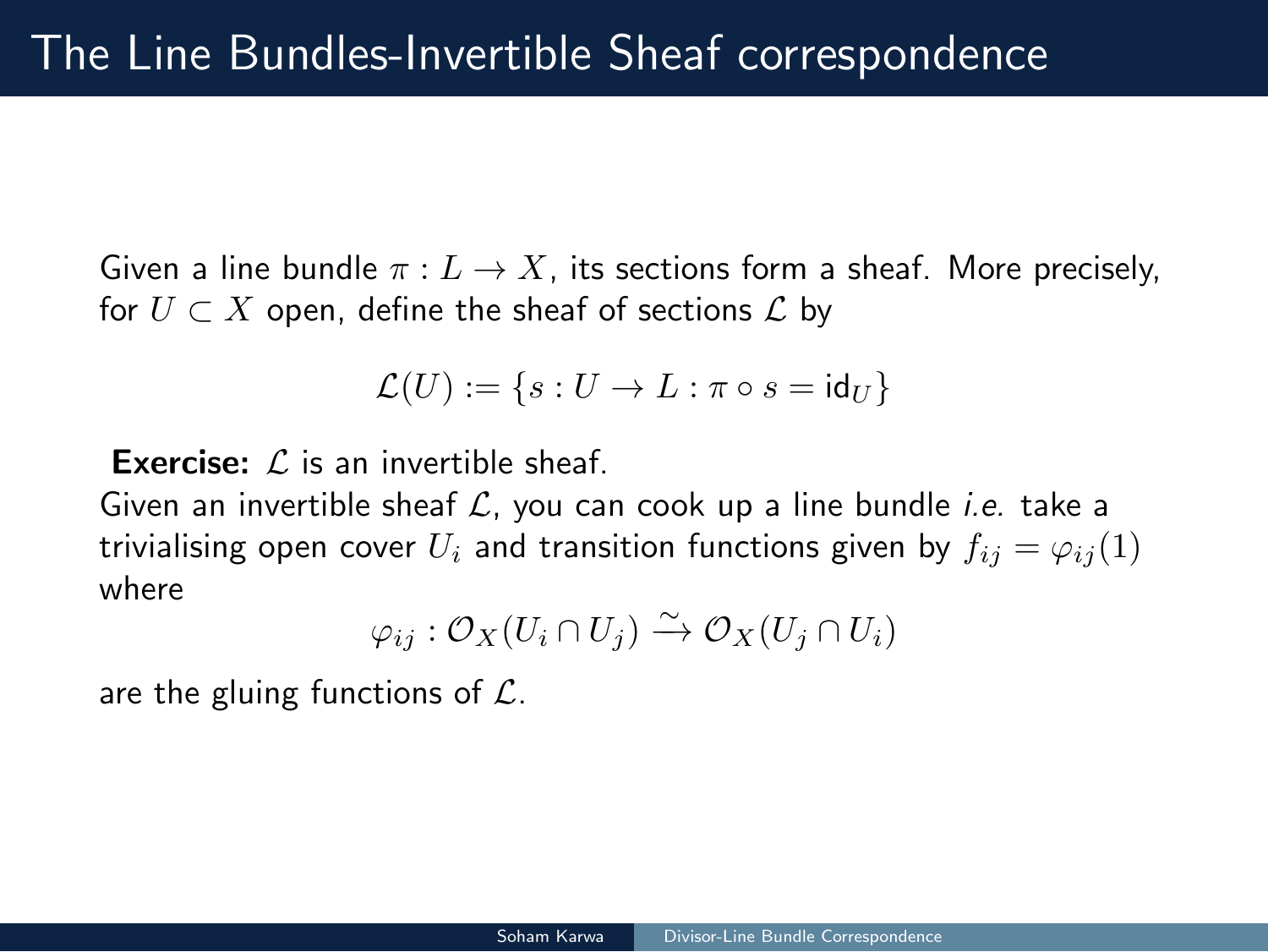# The Line Bundles-Invertible Sheaf correspondence

Given a line bundle $\pi : L \to X$, its sections form a sheaf. More precisely, for $U \subset X$ open, define the sheaf of sections $\mathcal{L}$ by

$$\mathcal{L}(U) := \{s : U \to L : \pi \circ s = \mathsf{id}_U\}$$

**Exercise:** $\mathcal{L}$ is an invertible sheaf.

Given an invertible sheaf $\mathcal{L}$, you can cook up a line bundle *i.e.* take a trivialising open cover $U_i$ and transition functions given by $f_{ij} = \varphi_{ij}(1)$ where

$$\varphi_{ij} : \mathcal{O}_X(U_i \cap U_j) \xrightarrow{\sim} \mathcal{O}_X(U_j \cap U_i)$$

are the gluing functions of $\mathcal{L}$.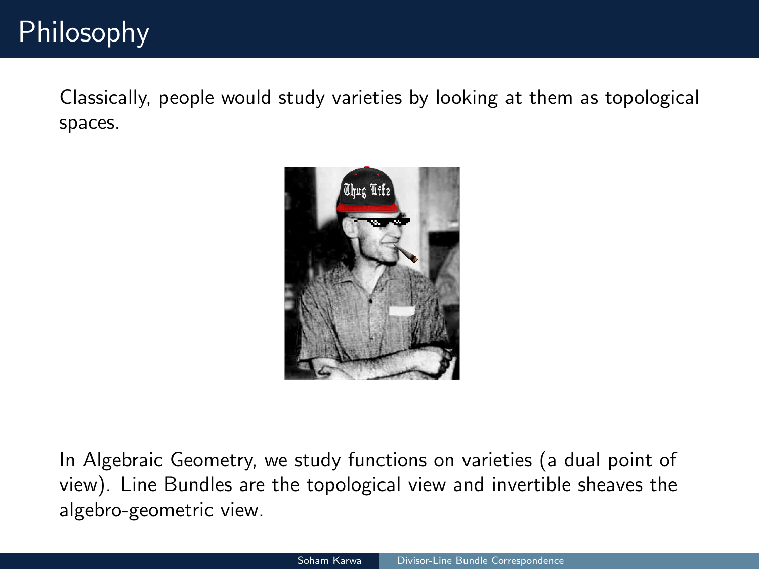# Philosophy

Classically, people would study varieties by looking at them as topological spaces.

In Algebraic Geometry, we study functions on varieties (a dual point of view). Line Bundles are the topological view and invertible sheaves the algebro-geometric view.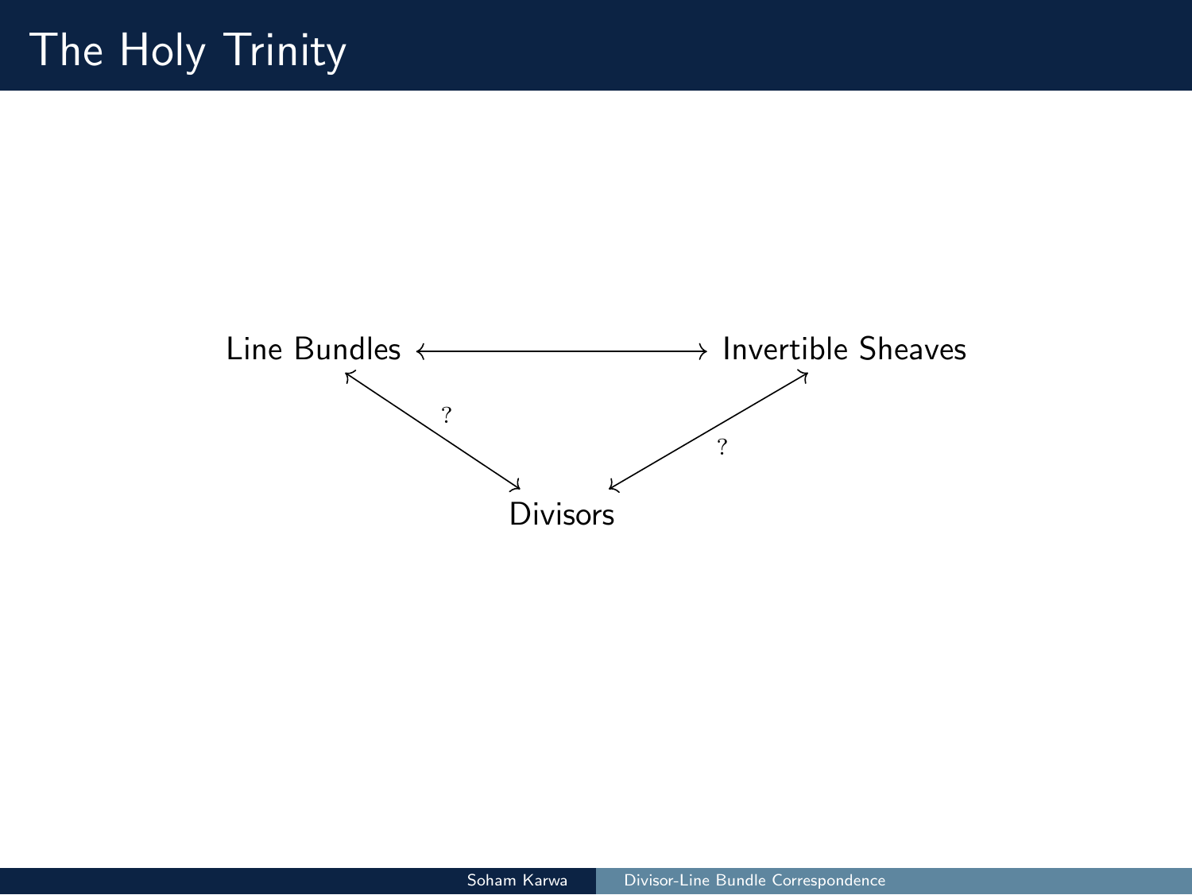# The Holy Trinity

$$
\begin{array}{ccc}
\text{Line Bundles} & \longleftrightarrow & \text{Invertible Sheaves} \\
& \overset{?}{\nwarrow\!\!\searrow} \quad \overset{?}{\swarrow\!\!\nearrow} & \\
& \text{Divisors} &
\end{array}
$$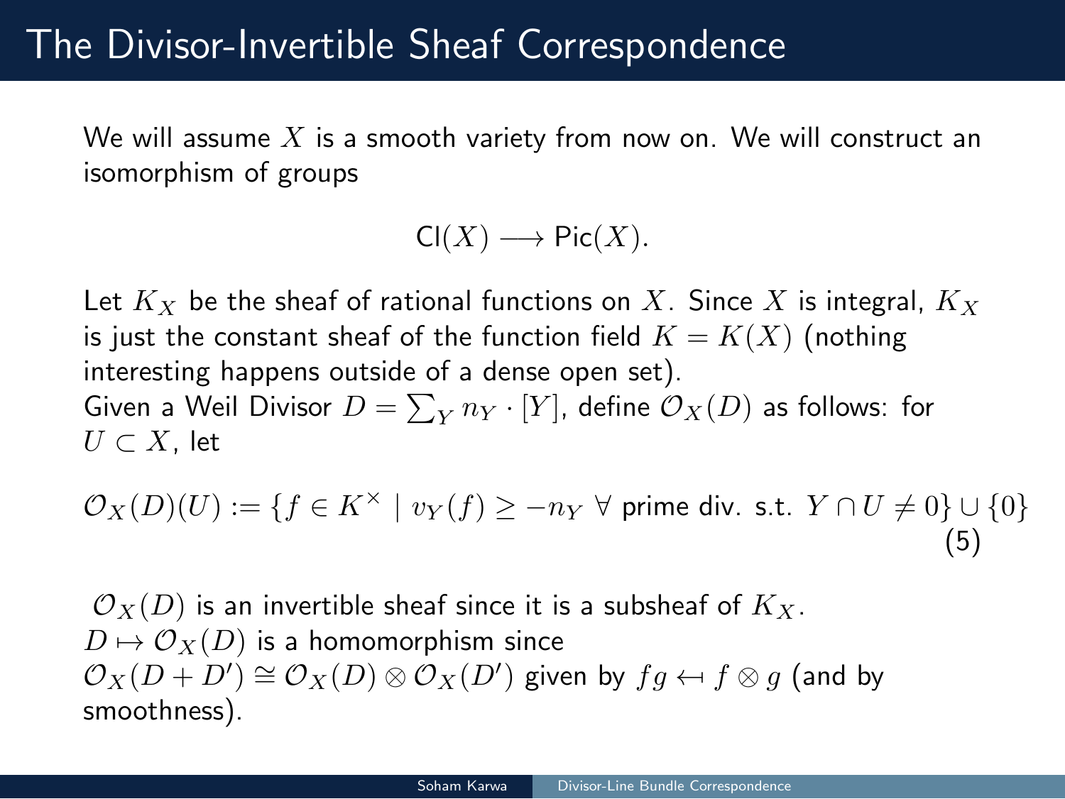# The Divisor-Invertible Sheaf Correspondence

We will assume $X$ is a smooth variety from now on. We will construct an isomorphism of groups

$$\mathsf{Cl}(X) \longrightarrow \mathsf{Pic}(X).$$

Let $K_X$ be the sheaf of rational functions on $X$. Since $X$ is integral, $K_X$ is just the constant sheaf of the function field $K = K(X)$ (nothing interesting happens outside of a dense open set).
Given a Weil Divisor $D = \sum_Y n_Y \cdot [Y]$, define $\mathcal{O}_X(D)$ as follows: for $U \subset X$, let

$$\mathcal{O}_X(D)(U) := \{f \in K^\times \mid v_Y(f) \geq -n_Y \ \forall \text{ prime div. s.t. } Y \cap U \neq 0\} \cup \{0\} \tag{5}$$

$\mathcal{O}_X(D)$ is an invertible sheaf since it is a subsheaf of $K_X$.
$D \mapsto \mathcal{O}_X(D)$ is a homomorphism since $\mathcal{O}_X(D + D') \cong \mathcal{O}_X(D) \otimes \mathcal{O}_X(D')$ given by $fg \mapsfrom f \otimes g$ (and by smoothness).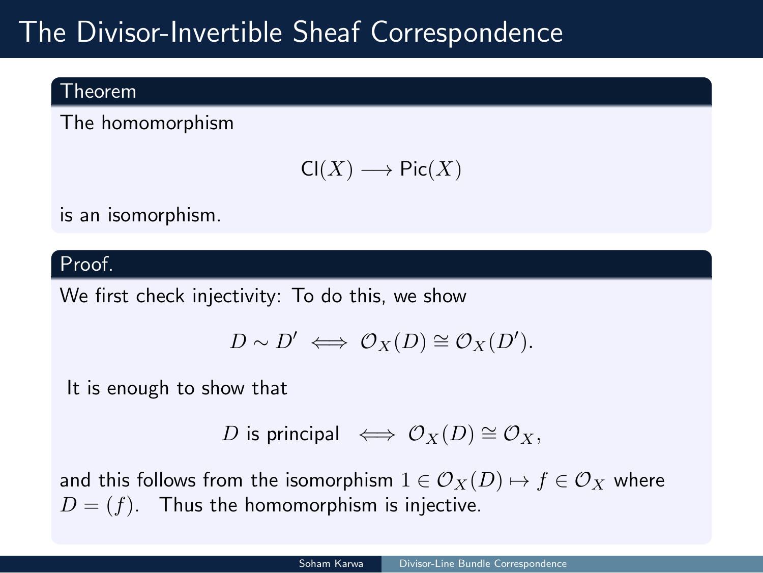# The Divisor-Invertible Sheaf Correspondence

**Theorem**

The homomorphism

$$\mathsf{Cl}(X) \longrightarrow \mathsf{Pic}(X)$$

is an isomorphism.

**Proof.**

We first check injectivity: To do this, we show

$$D \sim D' \iff \mathcal{O}_X(D) \cong \mathcal{O}_X(D').$$

It is enough to show that

$$D \text{ is principal } \iff \mathcal{O}_X(D) \cong \mathcal{O}_X,$$

and this follows from the isomorphism $1 \in \mathcal{O}_X(D) \mapsto f \in \mathcal{O}_X$ where $D = (f)$. Thus the homomorphism is injective.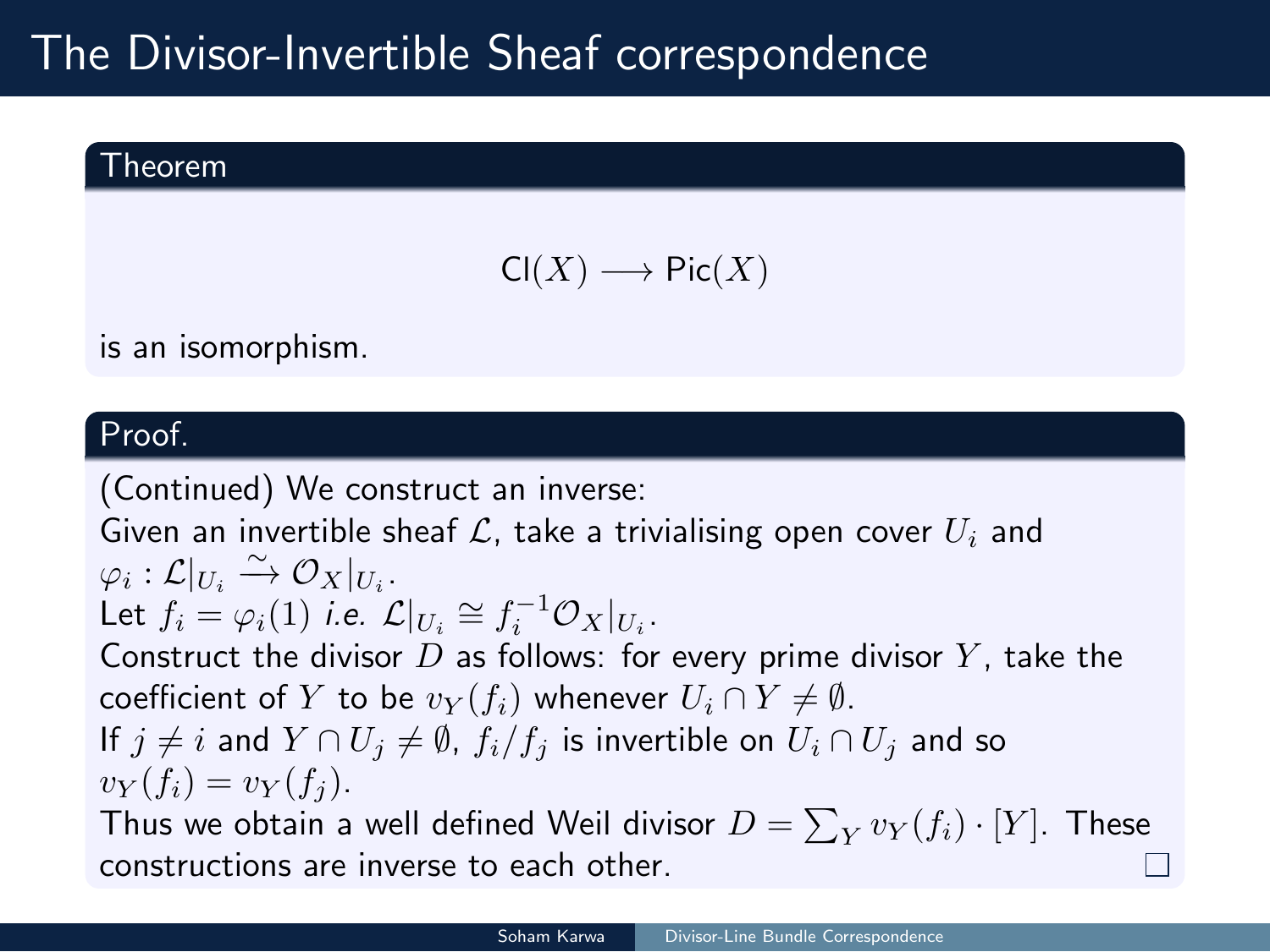# The Divisor-Invertible Sheaf correspondence

**Theorem**

$$\mathrm{Cl}(X) \longrightarrow \mathrm{Pic}(X)$$

is an isomorphism.

**Proof.**

(Continued) We construct an inverse:
Given an invertible sheaf $\mathcal{L}$, take a trivialising open cover $U_i$ and $\varphi_i : \mathcal{L}|_{U_i} \xrightarrow{\sim} \mathcal{O}_X|_{U_i}$.
Let $f_i = \varphi_i(1)$ *i.e.* $\mathcal{L}|_{U_i} \cong f_i^{-1}\mathcal{O}_X|_{U_i}$.
Construct the divisor $D$ as follows: for every prime divisor $Y$, take the coefficient of $Y$ to be $v_Y(f_i)$ whenever $U_i \cap Y \neq \emptyset$.
If $j \neq i$ and $Y \cap U_j \neq \emptyset$, $f_i/f_j$ is invertible on $U_i \cap U_j$ and so $v_Y(f_i) = v_Y(f_j)$.
Thus we obtain a well defined Weil divisor $D = \sum_Y v_Y(f_i) \cdot [Y]$. These constructions are inverse to each other. □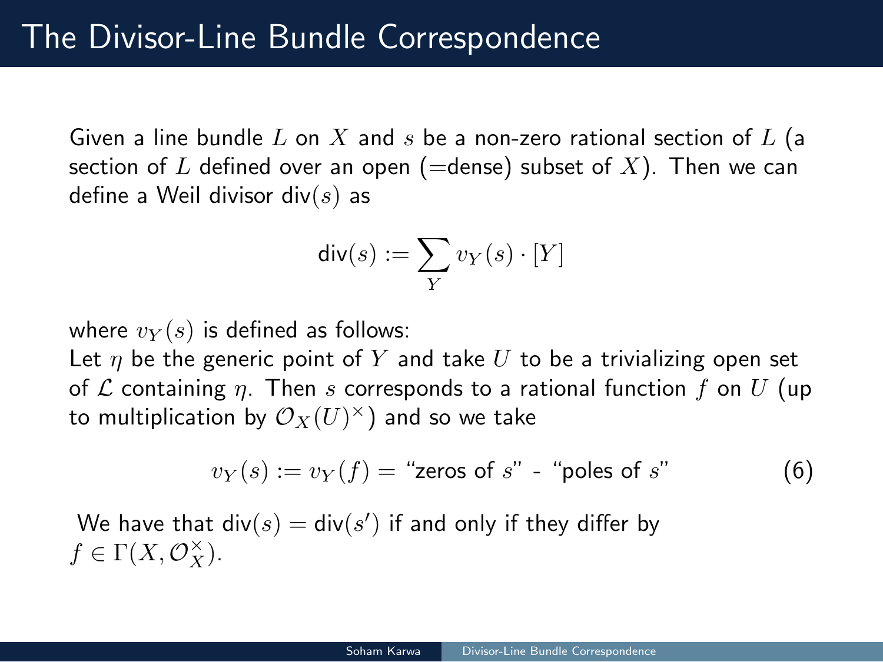# The Divisor-Line Bundle Correspondence

Given a line bundle $L$ on $X$ and $s$ be a non-zero rational section of $L$ (a section of $L$ defined over an open (=dense) subset of $X$). Then we can define a Weil divisor $\mathrm{div}(s)$ as

$$\mathrm{div}(s) := \sum_{Y} v_Y(s) \cdot [Y]$$

where $v_Y(s)$ is defined as follows:
Let $\eta$ be the generic point of $Y$ and take $U$ to be a trivializing open set of $\mathcal{L}$ containing $\eta$. Then $s$ corresponds to a rational function $f$ on $U$ (up to multiplication by $\mathcal{O}_X(U)^\times$) and so we take

$$v_Y(s) := v_Y(f) = \text{"zeros of } s\text{" - "poles of } s\text{"} \tag{6}$$

We have that $\mathrm{div}(s) = \mathrm{div}(s')$ if and only if they differ by $f \in \Gamma(X, \mathcal{O}_X^\times)$.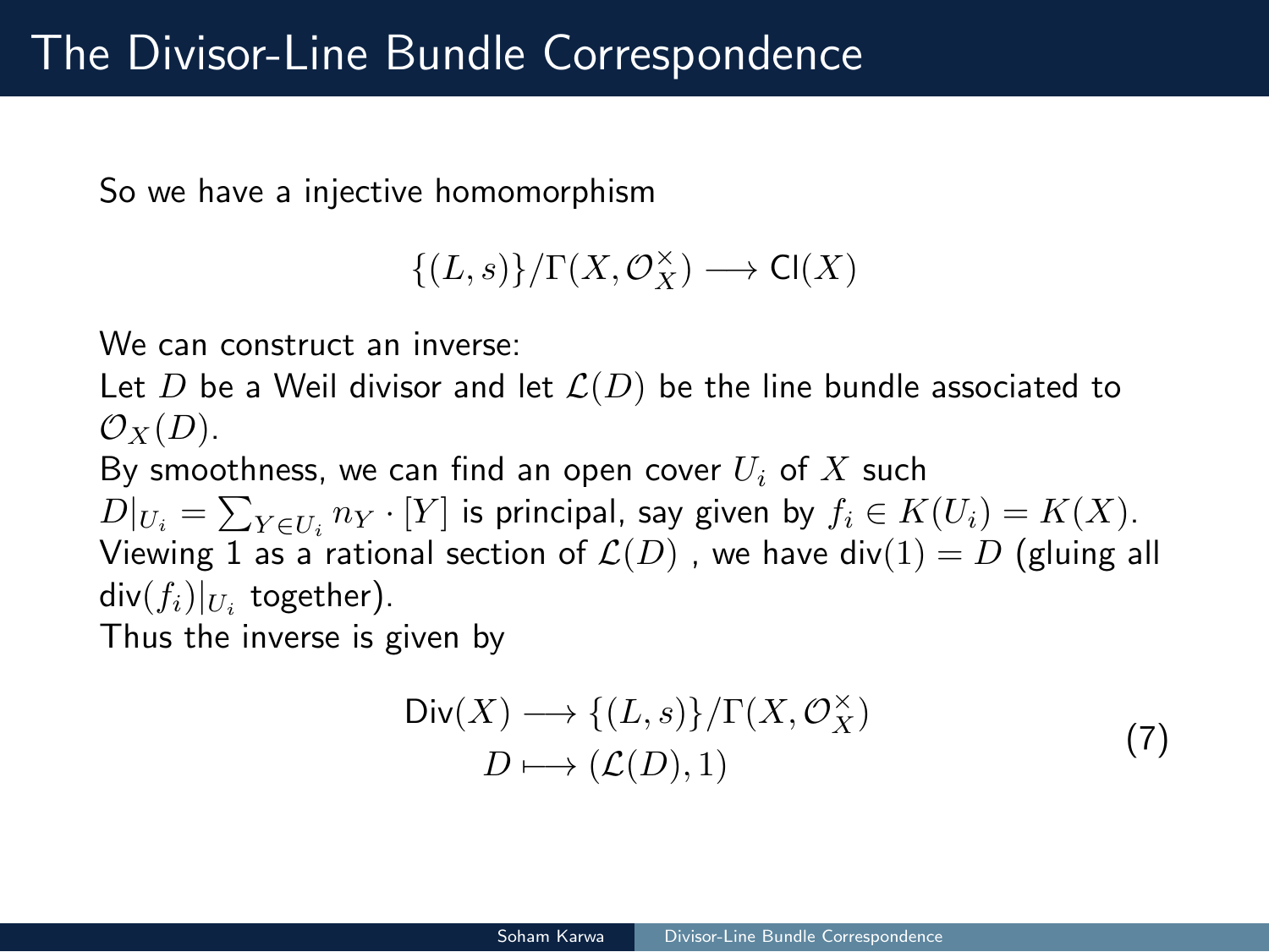# The Divisor-Line Bundle Correspondence

So we have a injective homomorphism

$$\{(L, s)\}/\Gamma(X, \mathcal{O}_X^\times) \longrightarrow \mathsf{Cl}(X)$$

We can construct an inverse:

Let $D$ be a Weil divisor and let $\mathcal{L}(D)$ be the line bundle associated to $\mathcal{O}_X(D)$.

By smoothness, we can find an open cover $U_i$ of $X$ such $D|_{U_i} = \sum_{Y \in U_i} n_Y \cdot [Y]$ is principal, say given by $f_i \in K(U_i) = K(X)$.

Viewing 1 as a rational section of $\mathcal{L}(D)$ , we have $\mathsf{div}(1) = D$ (gluing all $\mathsf{div}(f_i)|_{U_i}$ together).

Thus the inverse is given by

$$\begin{aligned} \mathsf{Div}(X) &\longrightarrow \{(L, s)\}/\Gamma(X, \mathcal{O}_X^\times) \\ D &\longmapsto (\mathcal{L}(D), 1) \end{aligned} \tag{7}$$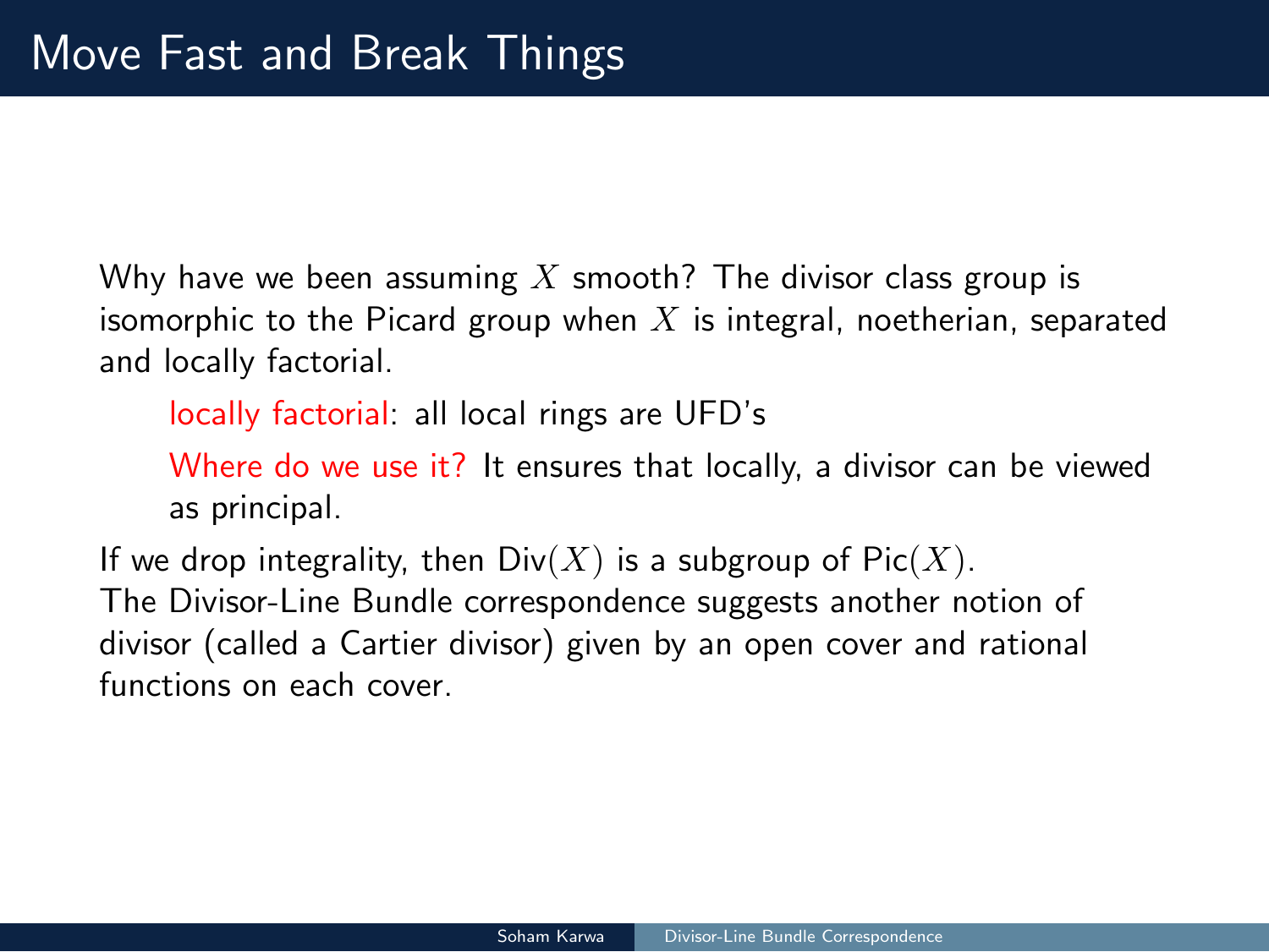# Move Fast and Break Things

Why have we been assuming $X$ smooth? The divisor class group is isomorphic to the Picard group when $X$ is integral, noetherian, separated and locally factorial.

> locally factorial: all local rings are UFD's
>
> Where do we use it? It ensures that locally, a divisor can be viewed as principal.

If we drop integrality, then $\mathrm{Div}(X)$ is a subgroup of $\mathrm{Pic}(X)$.
The Divisor-Line Bundle correspondence suggests another notion of divisor (called a Cartier divisor) given by an open cover and rational functions on each cover.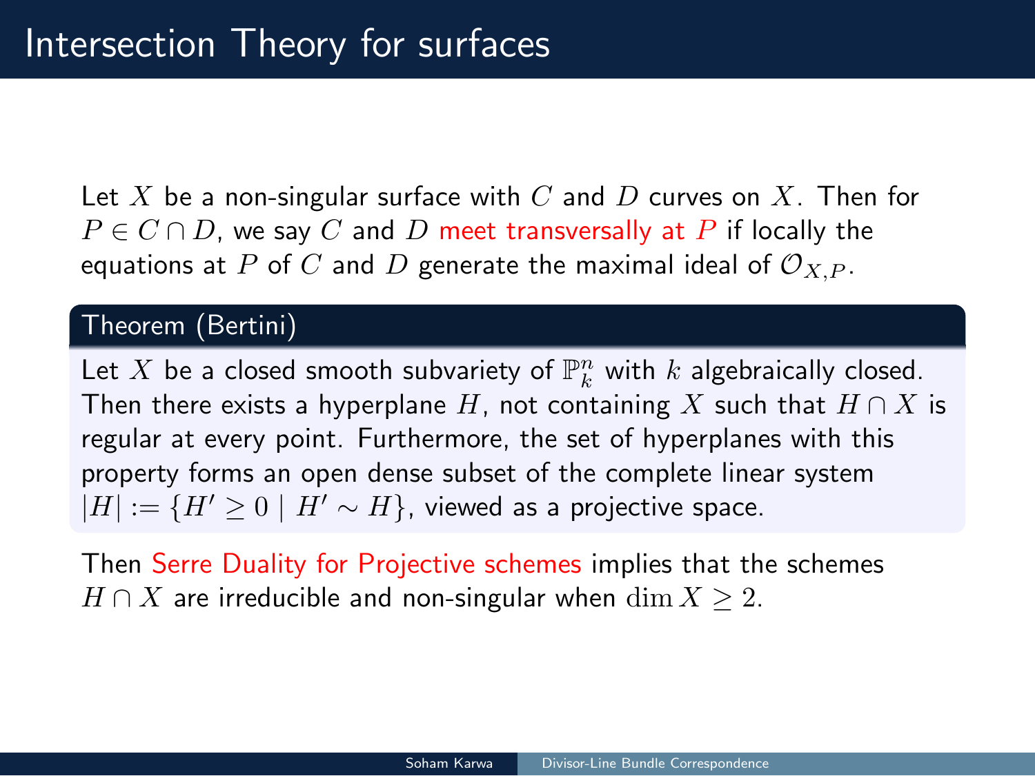# Intersection Theory for surfaces

Let $X$ be a non-singular surface with $C$ and $D$ curves on $X$. Then for $P \in C \cap D$, we say $C$ and $D$ meet transversally at $P$ if locally the equations at $P$ of $C$ and $D$ generate the maximal ideal of $\mathcal{O}_{X,P}$.

**Theorem (Bertini)**

Let $X$ be a closed smooth subvariety of $\mathbb{P}^n_k$ with $k$ algebraically closed. Then there exists a hyperplane $H$, not containing $X$ such that $H \cap X$ is regular at every point. Furthermore, the set of hyperplanes with this property forms an open dense subset of the complete linear system $|H| := \{H' \geq 0 \mid H' \sim H\}$, viewed as a projective space.

Then Serre Duality for Projective schemes implies that the schemes $H \cap X$ are irreducible and non-singular when $\dim X \geq 2$.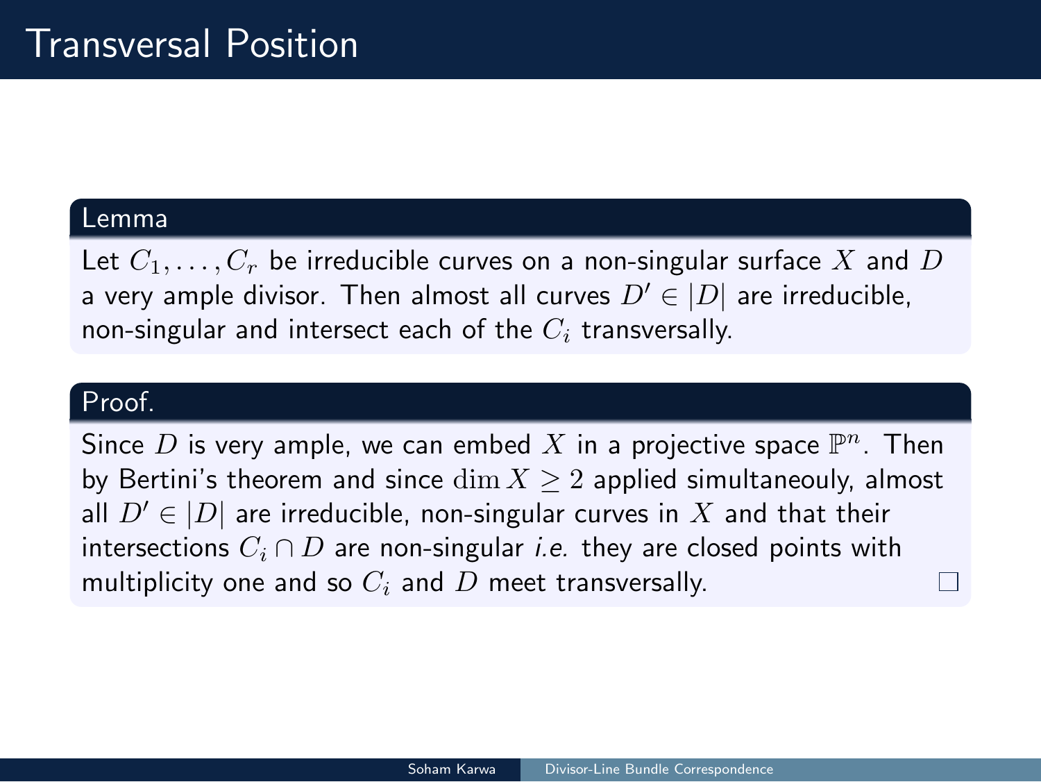# Transversal Position

**Lemma**

Let $C_1, \ldots, C_r$ be irreducible curves on a non-singular surface $X$ and $D$ a very ample divisor. Then almost all curves $D' \in |D|$ are irreducible, non-singular and intersect each of the $C_i$ transversally.

**Proof.**

Since $D$ is very ample, we can embed $X$ in a projective space $\mathbb{P}^n$. Then by Bertini's theorem and since $\dim X \geq 2$ applied simultaneouly, almost all $D' \in |D|$ are irreducible, non-singular curves in $X$ and that their intersections $C_i \cap D$ are non-singular *i.e.* they are closed points with multiplicity one and so $C_i$ and $D$ meet transversally. □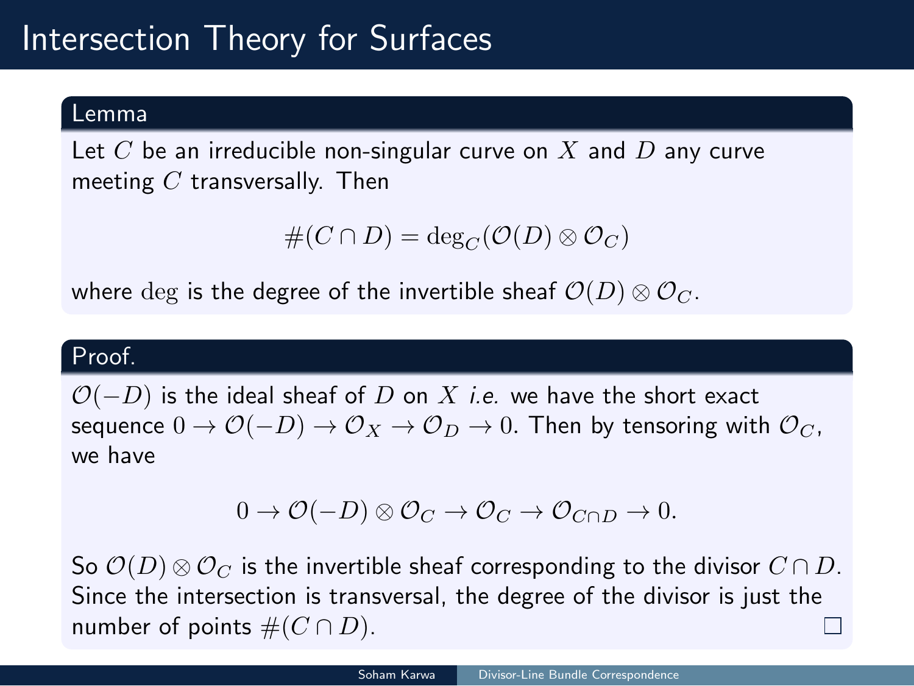# Intersection Theory for Surfaces

**Lemma**

Let $C$ be an irreducible non-singular curve on $X$ and $D$ any curve meeting $C$ transversally. Then

$$\#(C \cap D) = \deg_C(\mathcal{O}(D) \otimes \mathcal{O}_C)$$

where $\deg$ is the degree of the invertible sheaf $\mathcal{O}(D) \otimes \mathcal{O}_C$.

**Proof.**

$\mathcal{O}(-D)$ is the ideal sheaf of $D$ on $X$ *i.e.* we have the short exact sequence $0 \to \mathcal{O}(-D) \to \mathcal{O}_X \to \mathcal{O}_D \to 0$. Then by tensoring with $\mathcal{O}_C$, we have

$$0 \to \mathcal{O}(-D) \otimes \mathcal{O}_C \to \mathcal{O}_C \to \mathcal{O}_{C \cap D} \to 0.$$

So $\mathcal{O}(D) \otimes \mathcal{O}_C$ is the invertible sheaf corresponding to the divisor $C \cap D$. Since the intersection is transversal, the degree of the divisor is just the number of points $\#(C \cap D)$. □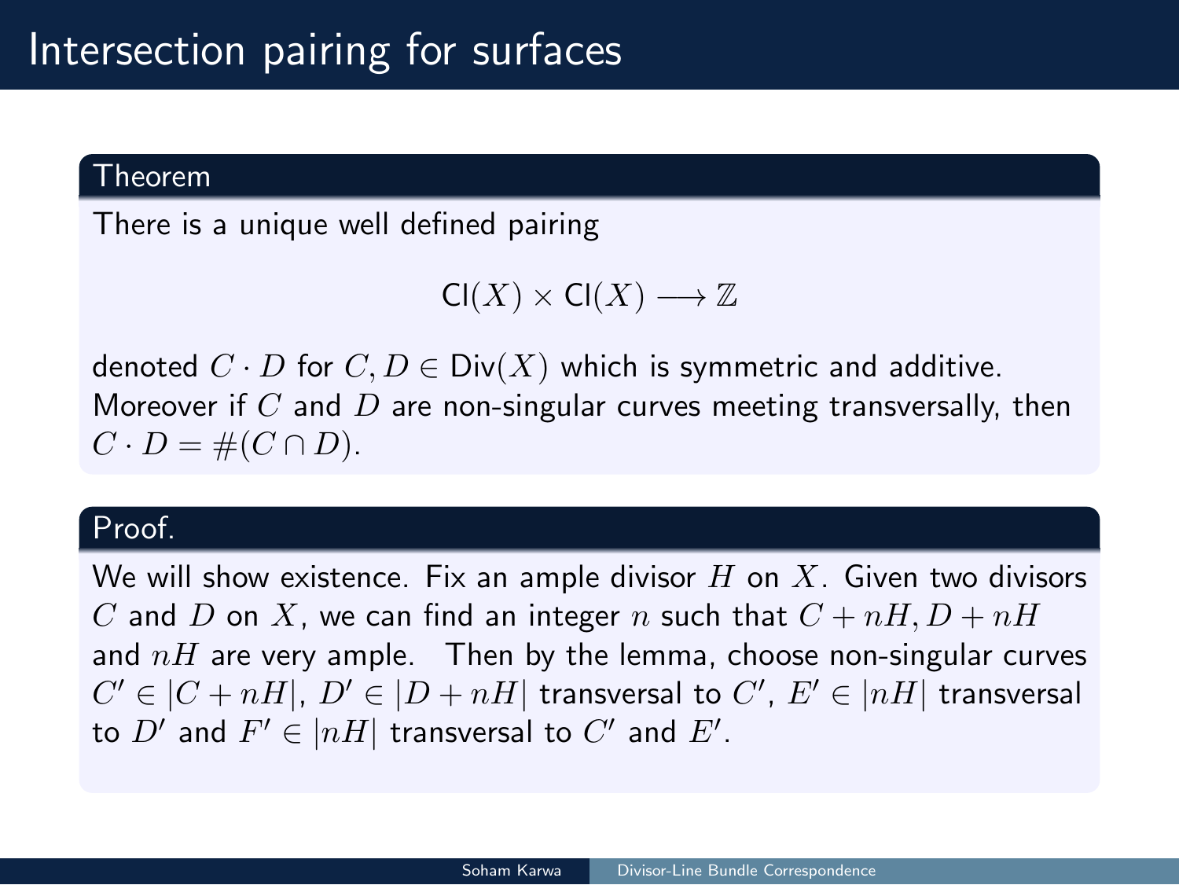# Intersection pairing for surfaces

**Theorem**

There is a unique well defined pairing

$$\mathsf{Cl}(X) \times \mathsf{Cl}(X) \longrightarrow \mathbb{Z}$$

denoted $C \cdot D$ for $C, D \in \mathsf{Div}(X)$ which is symmetric and additive. Moreover if $C$ and $D$ are non-singular curves meeting transversally, then $C \cdot D = \#(C \cap D)$.

**Proof.**

We will show existence. Fix an ample divisor $H$ on $X$. Given two divisors $C$ and $D$ on $X$, we can find an integer $n$ such that $C + nH, D + nH$ and $nH$ are very ample. Then by the lemma, choose non-singular curves $C' \in |C + nH|$, $D' \in |D + nH|$ transversal to $C'$, $E' \in |nH|$ transversal to $D'$ and $F' \in |nH|$ transversal to $C'$ and $E'$.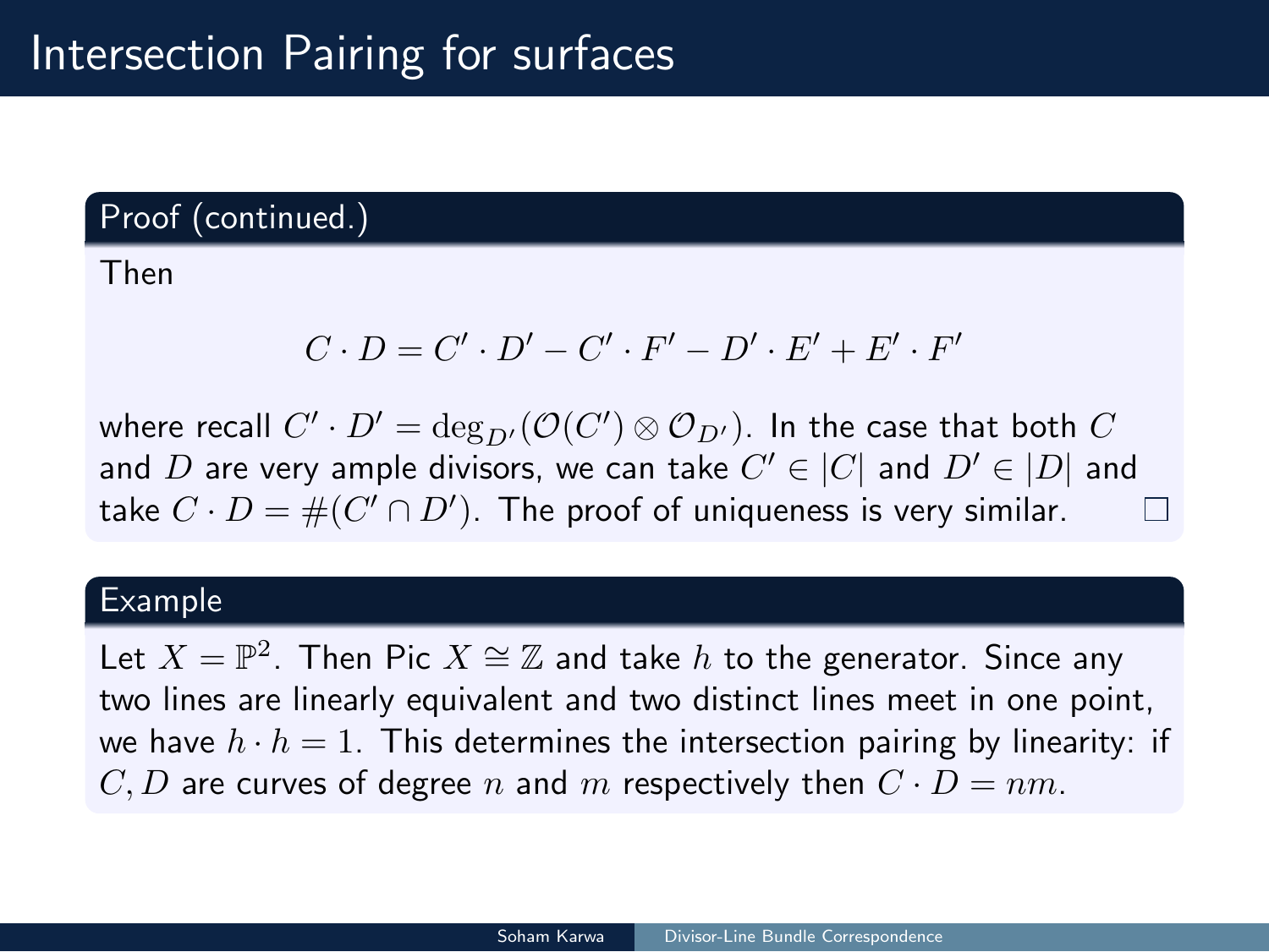# Intersection Pairing for surfaces

**Proof (continued.)**

Then

$$C \cdot D = C' \cdot D' - C' \cdot F' - D' \cdot E' + E' \cdot F'$$

where recall $C' \cdot D' = \deg_{D'}(\mathcal{O}(C') \otimes \mathcal{O}_{D'})$. In the case that both $C$ and $D$ are very ample divisors, we can take $C' \in |C|$ and $D' \in |D|$ and take $C \cdot D = \#(C' \cap D')$. The proof of uniqueness is very similar. $\square$

**Example**

Let $X = \mathbb{P}^2$. Then Pic $X \cong \mathbb{Z}$ and take $h$ to the generator. Since any two lines are linearly equivalent and two distinct lines meet in one point, we have $h \cdot h = 1$. This determines the intersection pairing by linearity: if $C, D$ are curves of degree $n$ and $m$ respectively then $C \cdot D = nm$.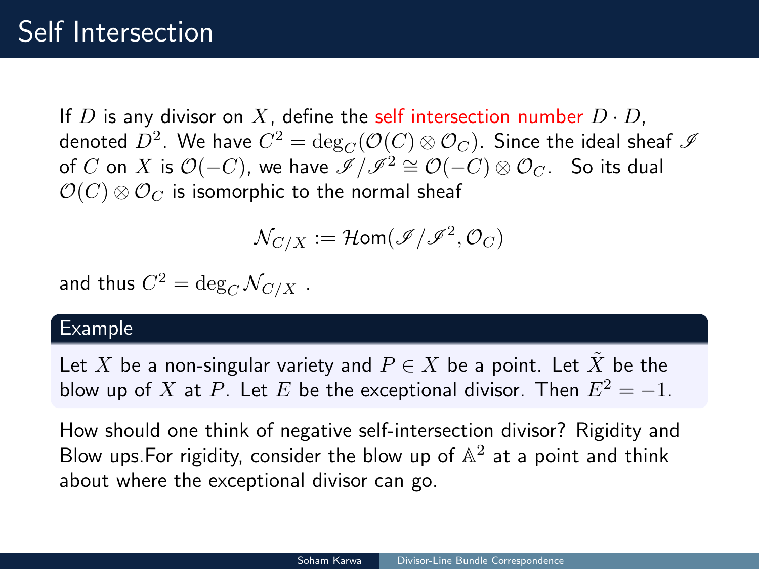# Self Intersection

If $D$ is any divisor on $X$, define the self intersection number $D \cdot D$, denoted $D^2$. We have $C^2 = \deg_C(\mathcal{O}(C) \otimes \mathcal{O}_C)$. Since the ideal sheaf $\mathscr{I}$ of $C$ on $X$ is $\mathcal{O}(-C)$, we have $\mathscr{I}/\mathscr{I}^2 \cong \mathcal{O}(-C) \otimes \mathcal{O}_C$. So its dual $\mathcal{O}(C) \otimes \mathcal{O}_C$ is isomorphic to the normal sheaf

$$\mathcal{N}_{C/X} := \mathcal{H}om(\mathscr{I}/\mathscr{I}^2, \mathcal{O}_C)$$

and thus $C^2 = \deg_C \mathcal{N}_{C/X}$ .

**Example**

Let $X$ be a non-singular variety and $P \in X$ be a point. Let $\tilde{X}$ be the blow up of $X$ at $P$. Let $E$ be the exceptional divisor. Then $E^2 = -1$.

How should one think of negative self-intersection divisor? Rigidity and Blow ups.For rigidity, consider the blow up of $\mathbb{A}^2$ at a point and think about where the exceptional divisor can go.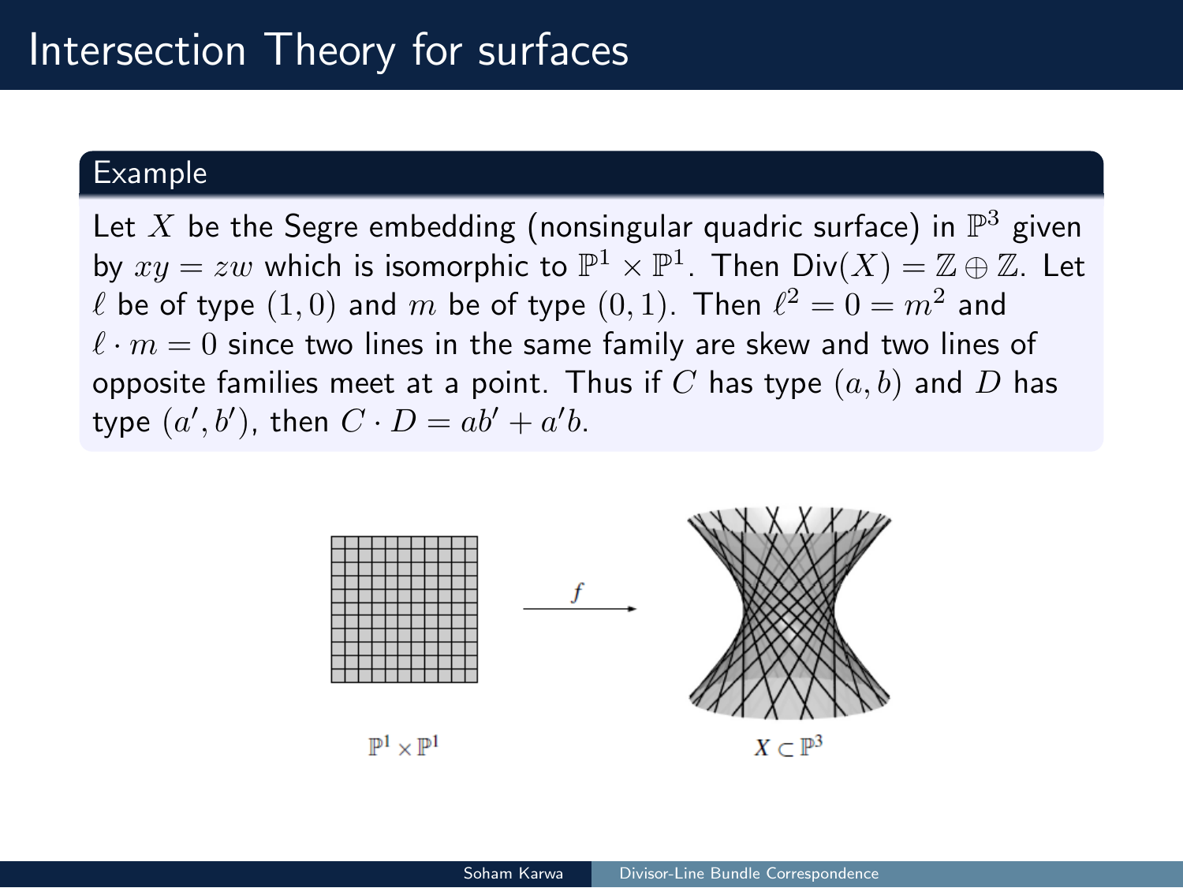# Intersection Theory for surfaces

**Example**

Let $X$ be the Segre embedding (nonsingular quadric surface) in $\mathbb{P}^3$ given by $xy = zw$ which is isomorphic to $\mathbb{P}^1 \times \mathbb{P}^1$. Then $\text{Div}(X) = \mathbb{Z} \oplus \mathbb{Z}$. Let $\ell$ be of type $(1, 0)$ and $m$ be of type $(0, 1)$. Then $\ell^2 = 0 = m^2$ and $\ell \cdot m = 0$ since two lines in the same family are skew and two lines of opposite families meet at a point. Thus if $C$ has type $(a, b)$ and $D$ has type $(a', b')$, then $C \cdot D = ab' + a'b$.

$\mathbb{P}^1 \times \mathbb{P}^1$ $\xrightarrow{f}$ $X \subset \mathbb{P}^3$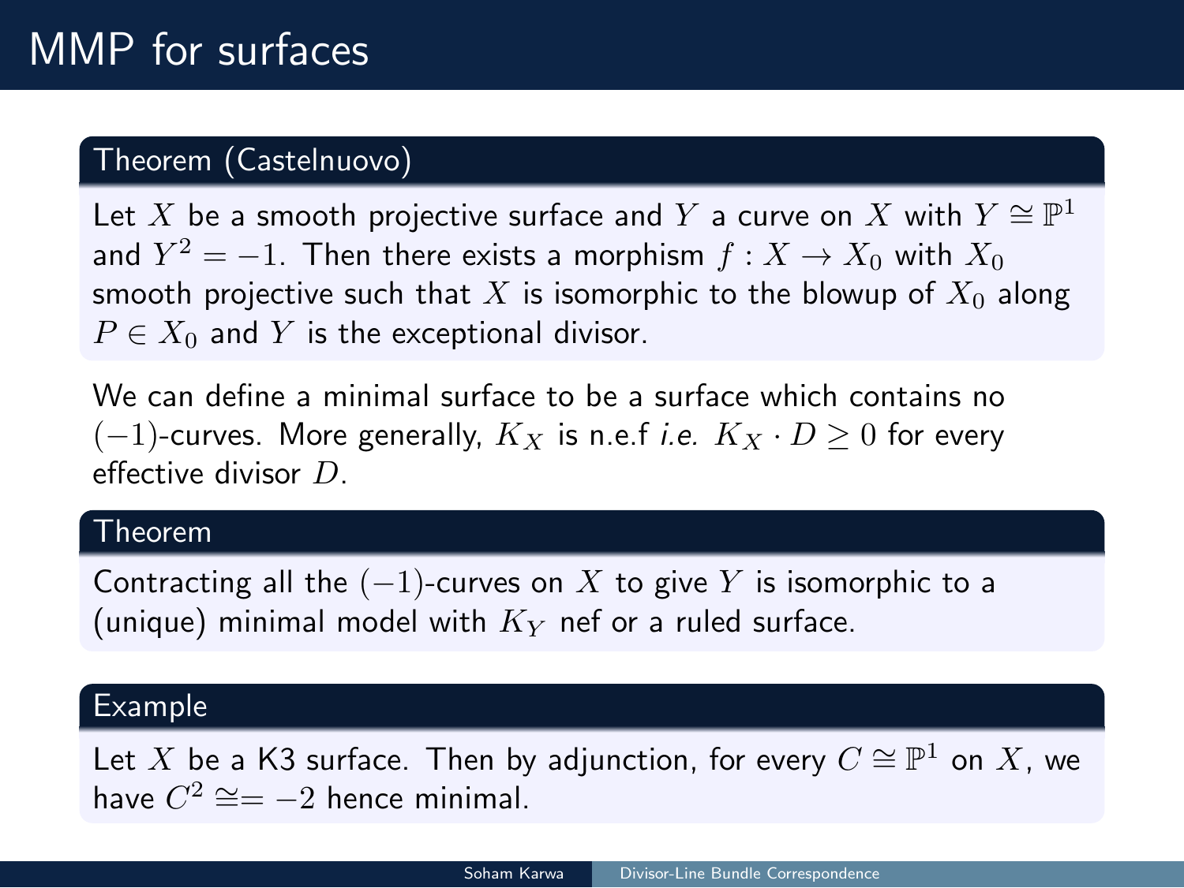# MMP for surfaces

**Theorem (Castelnuovo)**

Let $X$ be a smooth projective surface and $Y$ a curve on $X$ with $Y \cong \mathbb{P}^1$ and $Y^2 = -1$. Then there exists a morphism $f : X \to X_0$ with $X_0$ smooth projective such that $X$ is isomorphic to the blowup of $X_0$ along $P \in X_0$ and $Y$ is the exceptional divisor.

We can define a minimal surface to be a surface which contains no $(-1)$-curves. More generally, $K_X$ is n.e.f *i.e.* $K_X \cdot D \geq 0$ for every effective divisor $D$.

**Theorem**

Contracting all the $(-1)$-curves on $X$ to give $Y$ is isomorphic to a (unique) minimal model with $K_Y$ nef or a ruled surface.

**Example**

Let $X$ be a K3 surface. Then by adjunction, for every $C \cong \mathbb{P}^1$ on $X$, we have $C^2 \cong= -2$ hence minimal.